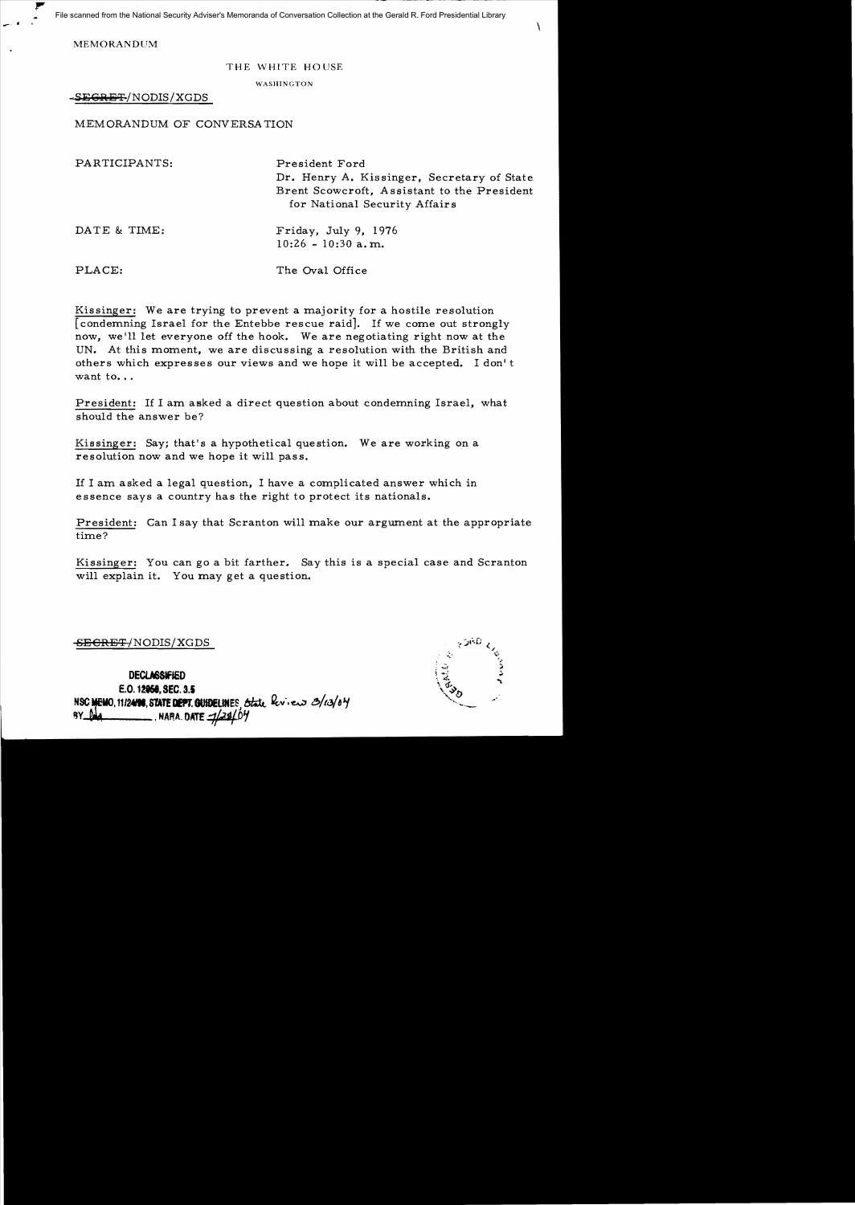File scanned from the National Security Adviser's Memoranda of Conversation Collection at the Gerald R. Ford Presidential Library

MEMORANDUM

THE WHITE HOUSE

WASHINGTON

~~SECRET~~/NODIS/XGDS

MEMORANDUM OF CONVERSATION

PARTICIPANTS: President Ford
Dr. Henry A. Kissinger, Secretary of State
Brent Scowcroft, Assistant to the President for National Security Affairs

DATE & TIME: Friday, July 9, 1976
10:26 - 10:30 a.m.

PLACE: The Oval Office

Kissinger: We are trying to prevent a majority for a hostile resolution [condemning Israel for the Entebbe rescue raid]. If we come out strongly now, we'll let everyone off the hook. We are negotiating right now at the UN. At this moment, we are discussing a resolution with the British and others which expresses our views and we hope it will be accepted. I don't want to...

President: If I am asked a direct question about condemning Israel, what should the answer be?

Kissinger: Say; that's a hypothetical question. We are working on a resolution now and we hope it will pass.

If I am asked a legal question, I have a complicated answer which in essence says a country has the right to protect its nationals.

President: Can I say that Scranton will make our argument at the appropriate time?

Kissinger: You can go a bit farther. Say this is a special case and Scranton will explain it. You may get a question.

~~SECRET~~/NODIS/XGDS

DECLASSIFIED
E.O. 12958, SEC. 3.5
NSC MEMO, 11/24/98, STATE DEPT. GUIDELINES State Review 3/13/04
BY ___ NARA. DATE 7/28/04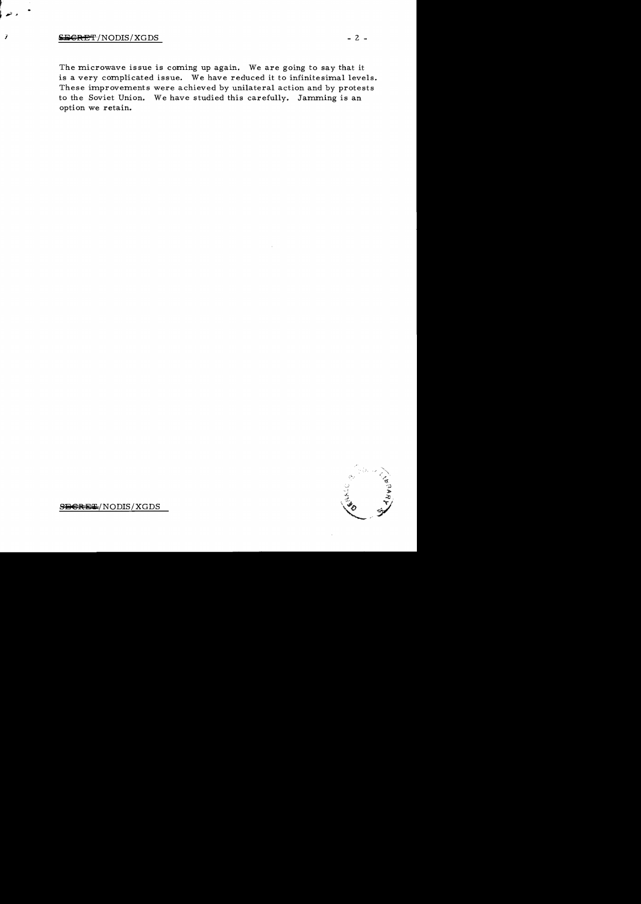The microwave issue is coming up again. We are going to say that it is a very complicated issue. We have reduced it to infinitesimal levels. These improvements were achieved by unilateral action and by protests to the Soviet Union. We have studied this carefully. Jamming is an option we retain.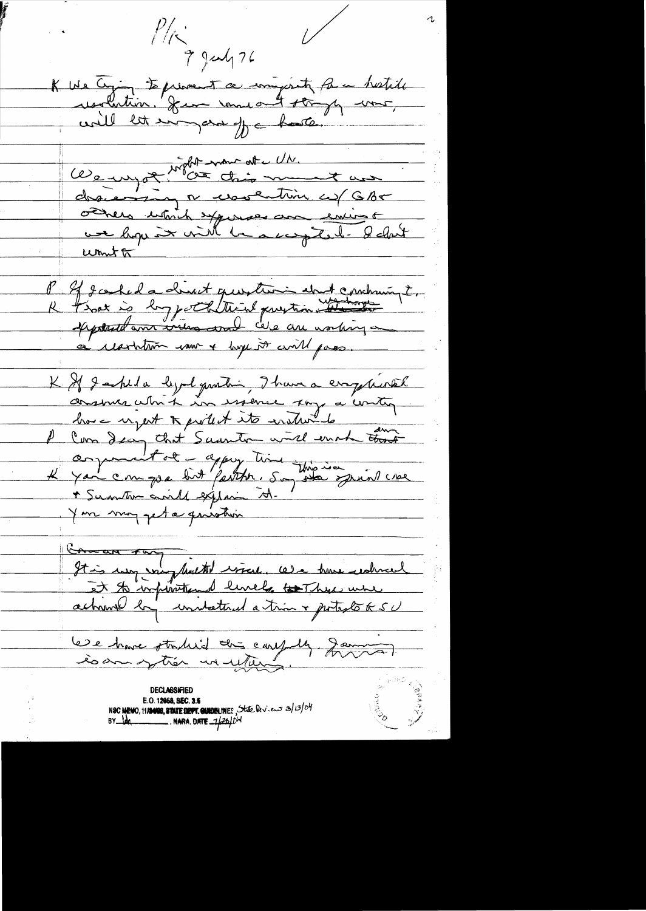P/K

7 July 76

K We trying to prevent a majority for a hostile resolution. Given current strength now, will let everyone off the hook.

We regret what occurred at UN. We object to this [illegible] we are discussing a resolution w/ GB & others which expresses our concerns & we hope it will be accepted. I don't want to

P If I asked a direct question about condemning I.

R That is hypothetical question. [illegible] Expressed our views and we are working on a resolution now & hope it will pass.

K If I asked a legal question, I have a complicated answer which in essence says a country has a right to protect its nationals.

P Can I say that Scranton will make that argument at - appropriate time.

K You can go a bit farther. Say this is a special case & Scranton will explain it.

You may get a question

Conan Say

It is very complicated issue. We have reduced it to unprintable levels. These were achieved by unilateral action & protests to SU

We have studied this carefully. Jamming is an option we are [illegible].

DECLASSIFIED
E.O. 12958, SEC. 3.5
NSC MEMO, 11/24/98, STATE DEPT. GUIDELINES, State Rev. 3/13/04
BY [illegible], NARA, DATE 7/26/04